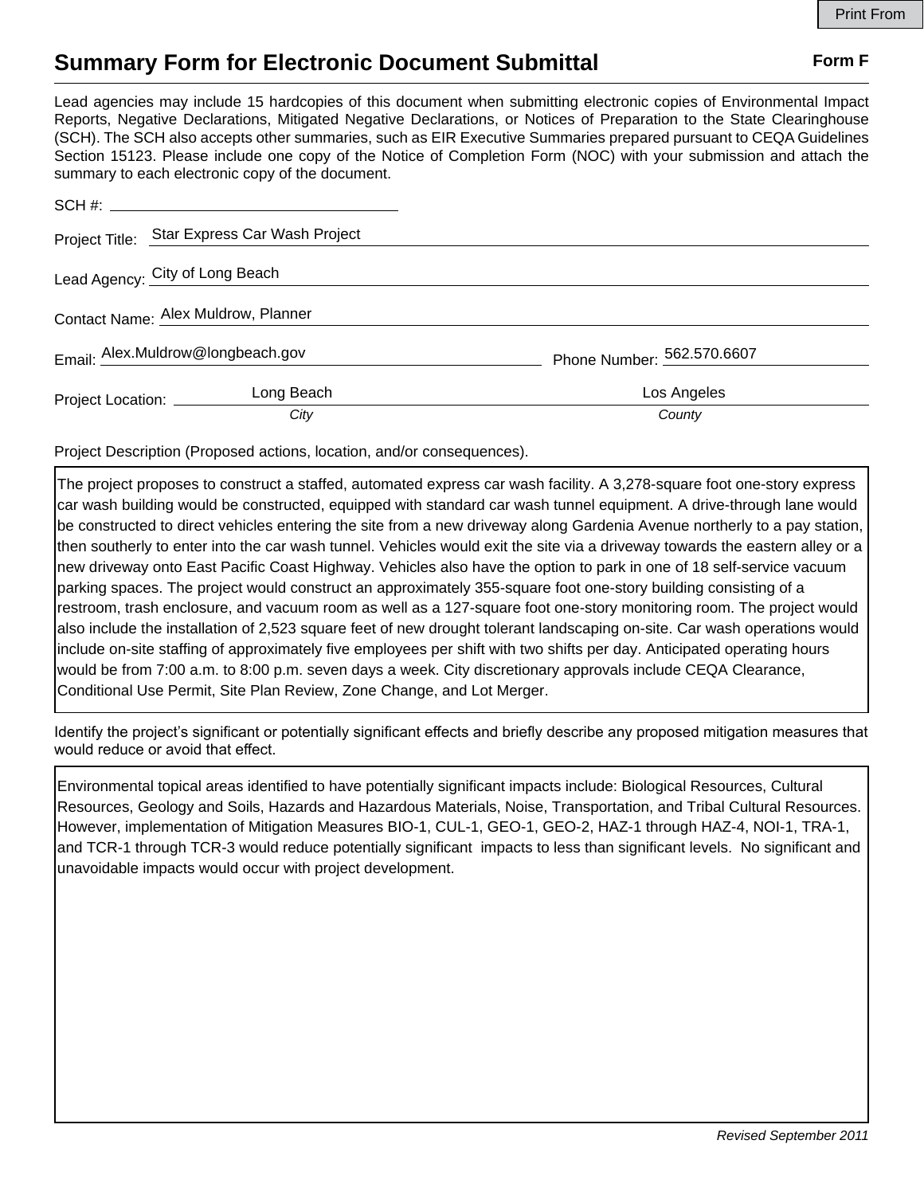Print From

# Summary Form for Electronic Document Submittal

**Form F**

Lead agencies may include 15 hardcopies of this document when submitting electronic copies of Environmental Impact Reports, Negative Declarations, Mitigated Negative Declarations, or Notices of Preparation to the State Clearinghouse (SCH). The SCH also accepts other summaries, such as EIR Executive Summaries prepared pursuant to CEQA Guidelines Section 15123. Please include one copy of the Notice of Completion Form (NOC) with your submission and attach the summary to each electronic copy of the document.

SCH #: ______________________

Project Title: Star Express Car Wash Project

Lead Agency: City of Long Beach

Contact Name: Alex Muldrow, Planner

Email: Alex.Muldrow@longbeach.gov    Phone Number: 562.570.6607

Project Location: Long Beach (*City*)    Los Angeles (*County*)

Project Description (Proposed actions, location, and/or consequences).

The project proposes to construct a staffed, automated express car wash facility. A 3,278-square foot one-story express car wash building would be constructed, equipped with standard car wash tunnel equipment. A drive-through lane would be constructed to direct vehicles entering the site from a new driveway along Gardenia Avenue northerly to a pay station, then southerly to enter into the car wash tunnel. Vehicles would exit the site via a driveway towards the eastern alley or a new driveway onto East Pacific Coast Highway. Vehicles also have the option to park in one of 18 self-service vacuum parking spaces. The project would construct an approximately 355-square foot one-story building consisting of a restroom, trash enclosure, and vacuum room as well as a 127-square foot one-story monitoring room. The project would also include the installation of 2,523 square feet of new drought tolerant landscaping on-site. Car wash operations would include on-site staffing of approximately five employees per shift with two shifts per day. Anticipated operating hours would be from 7:00 a.m. to 8:00 p.m. seven days a week. City discretionary approvals include CEQA Clearance, Conditional Use Permit, Site Plan Review, Zone Change, and Lot Merger.

Identify the project's significant or potentially significant effects and briefly describe any proposed mitigation measures that would reduce or avoid that effect.

Environmental topical areas identified to have potentially significant impacts include: Biological Resources, Cultural Resources, Geology and Soils, Hazards and Hazardous Materials, Noise, Transportation, and Tribal Cultural Resources. However, implementation of Mitigation Measures BIO-1, CUL-1, GEO-1, GEO-2, HAZ-1 through HAZ-4, NOI-1, TRA-1, and TCR-1 through TCR-3 would reduce potentially significant impacts to less than significant levels. No significant and unavoidable impacts would occur with project development.

*Revised September 2011*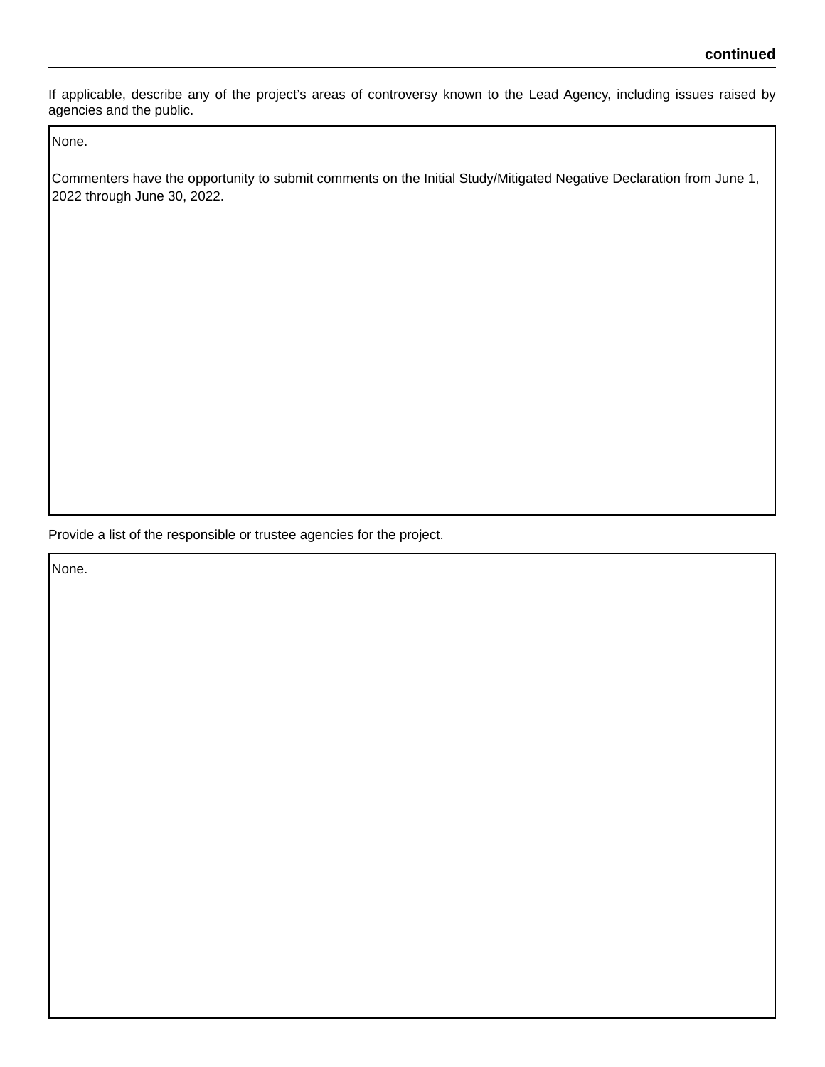**continued**

If applicable, describe any of the project's areas of controversy known to the Lead Agency, including issues raised by agencies and the public.

None.

Commenters have the opportunity to submit comments on the Initial Study/Mitigated Negative Declaration from June 1, 2022 through June 30, 2022.

Provide a list of the responsible or trustee agencies for the project.

None.